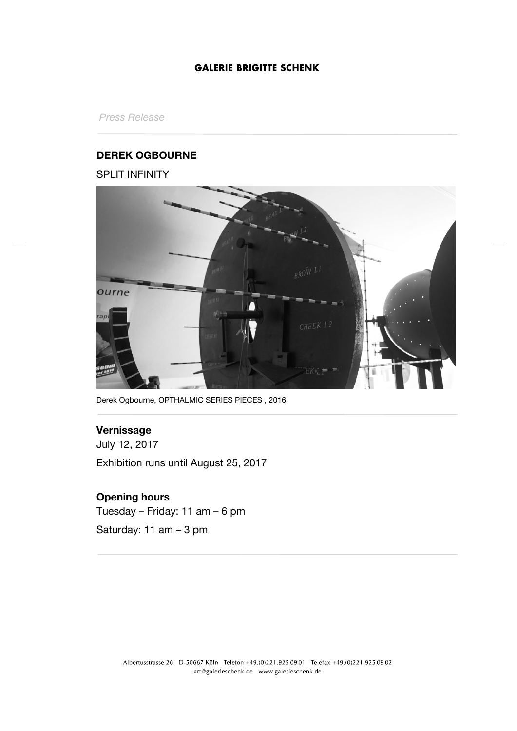**GALERIE BRIGITTE SCHENK**

*Press Release*

## DEREK OGBOURNE

SPLIT INFINITY

Derek Ogbourne, OPTHALMIC SERIES PIECES , 2016

**Vernissage**

July 12, 2017

Exhibition runs until August 25, 2017

**Opening hours**

Tuesday – Friday: 11 am – 6 pm

Saturday: 11 am – 3 pm

Albertusstrasse 26 D-50667 Köln Telefon +49.(0)221.925 09 01 Telefax +49.(0)221.925 09 02
art@galerieschenk.de www.galerieschenk.de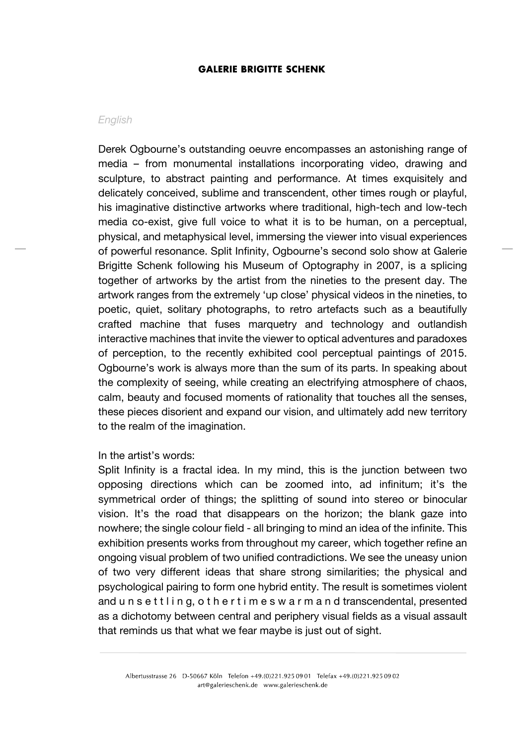*English*

Derek Ogbourne's outstanding oeuvre encompasses an astonishing range of media – from monumental installations incorporating video, drawing and sculpture, to abstract painting and performance. At times exquisitely and delicately conceived, sublime and transcendent, other times rough or playful, his imaginative distinctive artworks where traditional, high-tech and low-tech media co-exist, give full voice to what it is to be human, on a perceptual, physical, and metaphysical level, immersing the viewer into visual experiences of powerful resonance. Split Infinity, Ogbourne's second solo show at Galerie Brigitte Schenk following his Museum of Optography in 2007, is a splicing together of artworks by the artist from the nineties to the present day. The artwork ranges from the extremely 'up close' physical videos in the nineties, to poetic, quiet, solitary photographs, to retro artefacts such as a beautifully crafted machine that fuses marquetry and technology and outlandish interactive machines that invite the viewer to optical adventures and paradoxes of perception, to the recently exhibited cool perceptual paintings of 2015. Ogbourne's work is always more than the sum of its parts. In speaking about the complexity of seeing, while creating an electrifying atmosphere of chaos, calm, beauty and focused moments of rationality that touches all the senses, these pieces disorient and expand our vision, and ultimately add new territory to the realm of the imagination.

In the artist's words:
Split Infinity is a fractal idea. In my mind, this is the junction between two opposing directions which can be zoomed into, ad infinitum; it's the symmetrical order of things; the splitting of sound into stereo or binocular vision. It's the road that disappears on the horizon; the blank gaze into nowhere; the single colour field - all bringing to mind an idea of the infinite. This exhibition presents works from throughout my career, which together refine an ongoing visual problem of two unified contradictions. We see the uneasy union of two very different ideas that share strong similarities; the physical and psychological pairing to form one hybrid entity. The result is sometimes violent and u n s e t t l i n g, o t h e r t i m e s w a r m a n d transcendental, presented as a dichotomy between central and periphery visual fields as a visual assault that reminds us that what we fear maybe is just out of sight.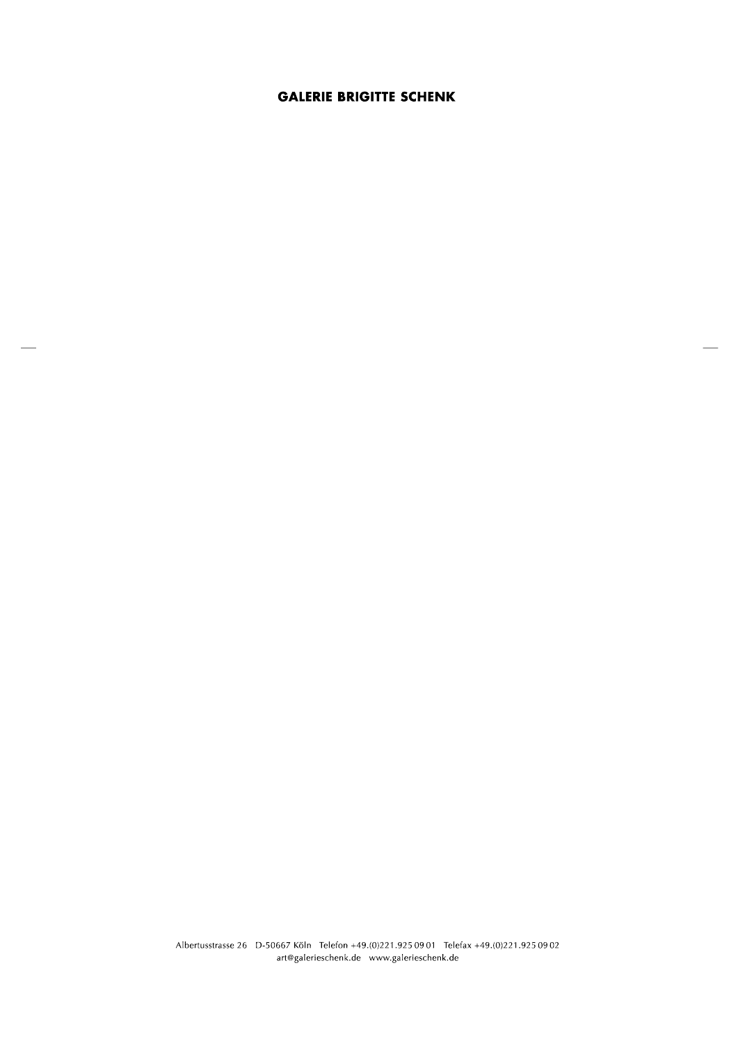**GALERIE BRIGITTE SCHENK**

Albertusstrasse 26 D-50667 Köln Telefon +49.(0)221.925 09 01 Telefax +49.(0)221.925 09 02
art@galerieschenk.de www.galerieschenk.de